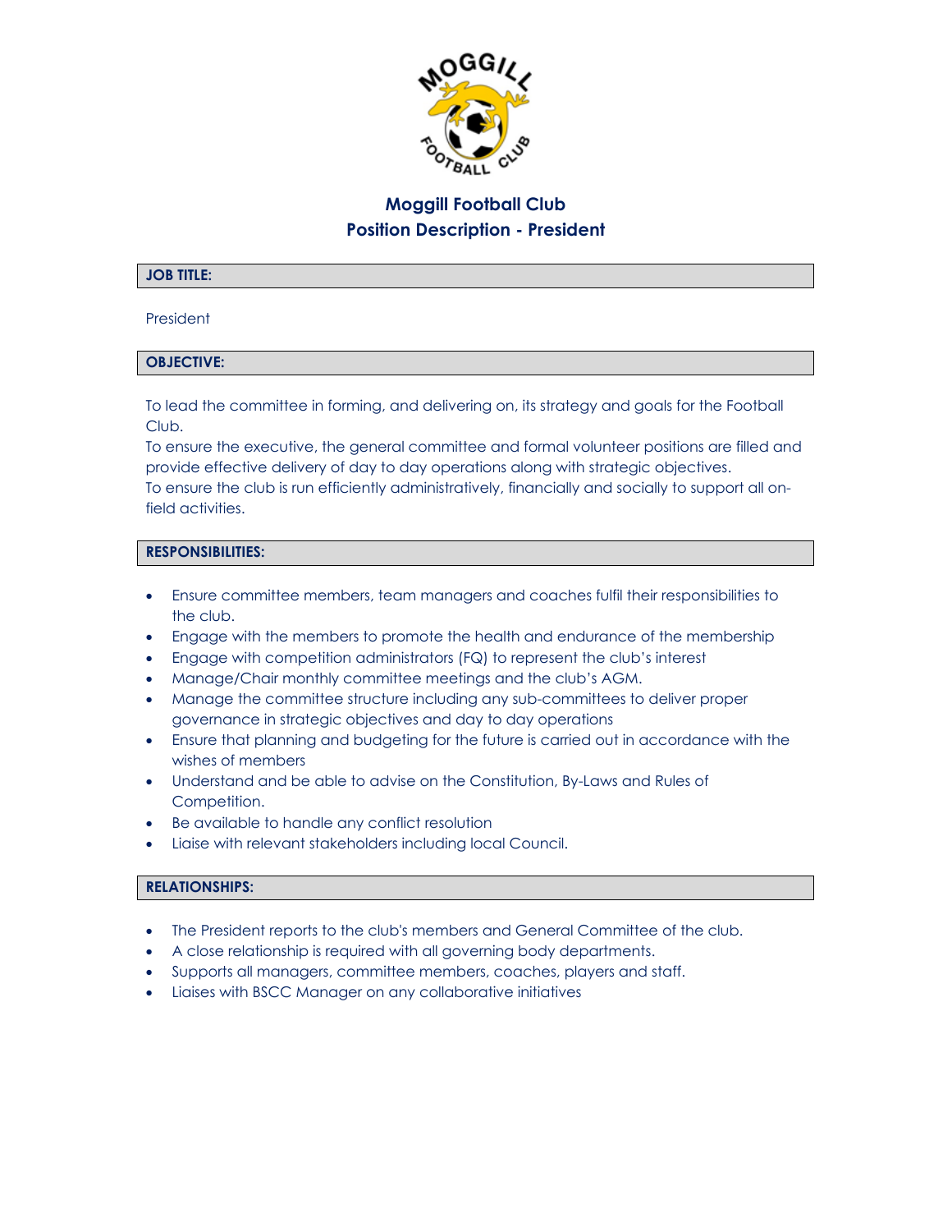# Moggill Football Club
## Position Description - President

### JOB TITLE:

President

### OBJECTIVE:

To lead the committee in forming, and delivering on, its strategy and goals for the Football Club.
To ensure the executive, the general committee and formal volunteer positions are filled and provide effective delivery of day to day operations along with strategic objectives.
To ensure the club is run efficiently administratively, financially and socially to support all on-field activities.

### RESPONSIBILITIES:

- Ensure committee members, team managers and coaches fulfil their responsibilities to the club.
- Engage with the members to promote the health and endurance of the membership
- Engage with competition administrators (FQ) to represent the club's interest
- Manage/Chair monthly committee meetings and the club's AGM.
- Manage the committee structure including any sub-committees to deliver proper governance in strategic objectives and day to day operations
- Ensure that planning and budgeting for the future is carried out in accordance with the wishes of members
- Understand and be able to advise on the Constitution, By-Laws and Rules of Competition.
- Be available to handle any conflict resolution
- Liaise with relevant stakeholders including local Council.

### RELATIONSHIPS:

- The President reports to the club's members and General Committee of the club.
- A close relationship is required with all governing body departments.
- Supports all managers, committee members, coaches, players and staff.
- Liaises with BSCC Manager on any collaborative initiatives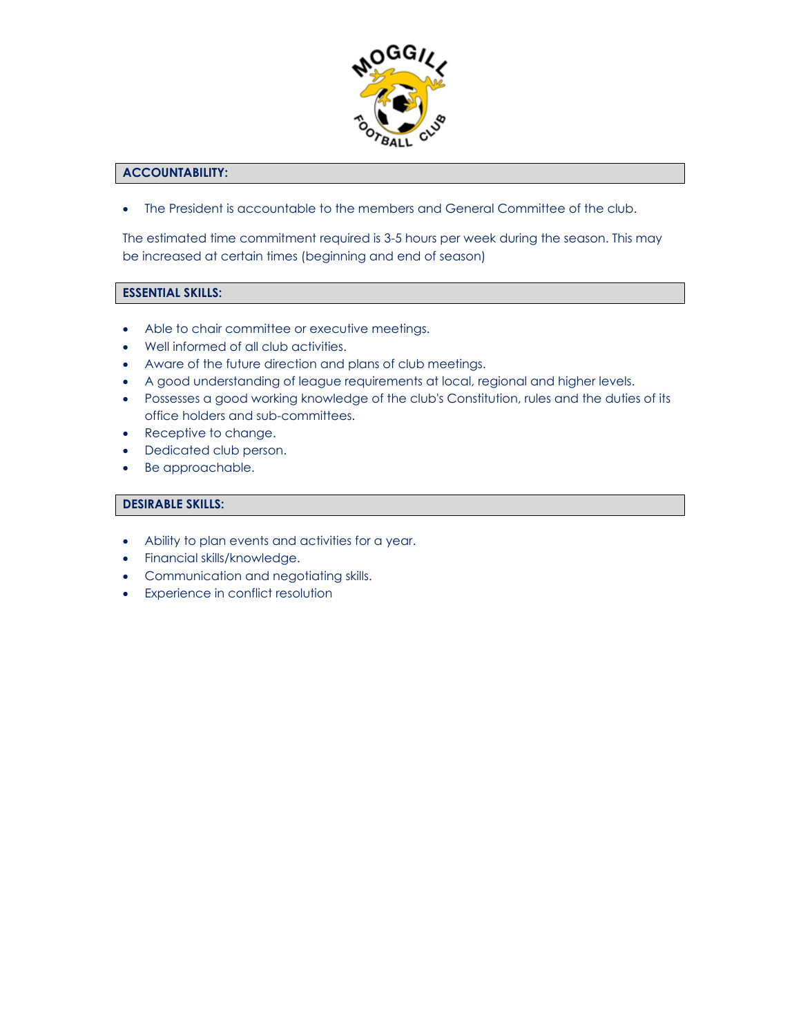## ACCOUNTABILITY:

- The President is accountable to the members and General Committee of the club.

The estimated time commitment required is 3-5 hours per week during the season. This may be increased at certain times (beginning and end of season)

## ESSENTIAL SKILLS:

- Able to chair committee or executive meetings.
- Well informed of all club activities.
- Aware of the future direction and plans of club meetings.
- A good understanding of league requirements at local, regional and higher levels.
- Possesses a good working knowledge of the club's Constitution, rules and the duties of its office holders and sub-committees.
- Receptive to change.
- Dedicated club person.
- Be approachable.

## DESIRABLE SKILLS:

- Ability to plan events and activities for a year.
- Financial skills/knowledge.
- Communication and negotiating skills.
- Experience in conflict resolution